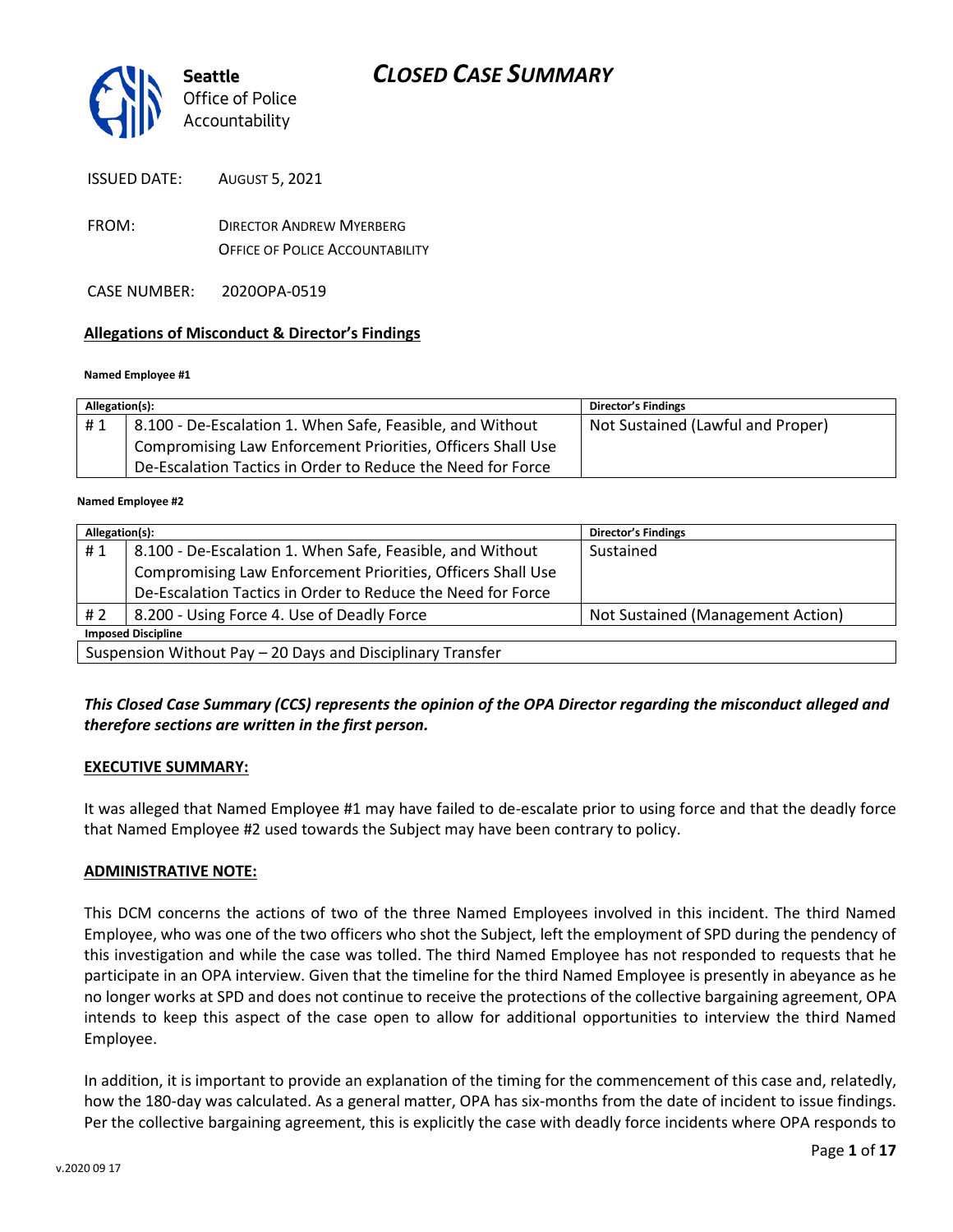# CLOSED CASE SUMMARY

Seattle Office of Police Accountability

ISSUED DATE: AUGUST 5, 2021

FROM: DIRECTOR ANDREW MYERBERG
OFFICE OF POLICE ACCOUNTABILITY

CASE NUMBER: 2020OPA-0519

## Allegations of Misconduct & Director's Findings

**Named Employee #1**

| Allegation(s): | | Director's Findings |
|---|---|---|
| # 1 | 8.100 - De-Escalation 1. When Safe, Feasible, and Without Compromising Law Enforcement Priorities, Officers Shall Use De-Escalation Tactics in Order to Reduce the Need for Force | Not Sustained (Lawful and Proper) |

**Named Employee #2**

| Allegation(s): | | Director's Findings |
|---|---|---|
| # 1 | 8.100 - De-Escalation 1. When Safe, Feasible, and Without Compromising Law Enforcement Priorities, Officers Shall Use De-Escalation Tactics in Order to Reduce the Need for Force | Sustained |
| # 2 | 8.200 - Using Force 4. Use of Deadly Force | Not Sustained (Management Action) |
| **Imposed Discipline** | | |
| Suspension Without Pay – 20 Days and Disciplinary Transfer | | |

***This Closed Case Summary (CCS) represents the opinion of the OPA Director regarding the misconduct alleged and therefore sections are written in the first person.***

## EXECUTIVE SUMMARY:

It was alleged that Named Employee #1 may have failed to de-escalate prior to using force and that the deadly force that Named Employee #2 used towards the Subject may have been contrary to policy.

## ADMINISTRATIVE NOTE:

This DCM concerns the actions of two of the three Named Employees involved in this incident. The third Named Employee, who was one of the two officers who shot the Subject, left the employment of SPD during the pendency of this investigation and while the case was tolled. The third Named Employee has not responded to requests that he participate in an OPA interview. Given that the timeline for the third Named Employee is presently in abeyance as he no longer works at SPD and does not continue to receive the protections of the collective bargaining agreement, OPA intends to keep this aspect of the case open to allow for additional opportunities to interview the third Named Employee.

In addition, it is important to provide an explanation of the timing for the commencement of this case and, relatedly, how the 180-day was calculated. As a general matter, OPA has six-months from the date of incident to issue findings. Per the collective bargaining agreement, this is explicitly the case with deadly force incidents where OPA responds to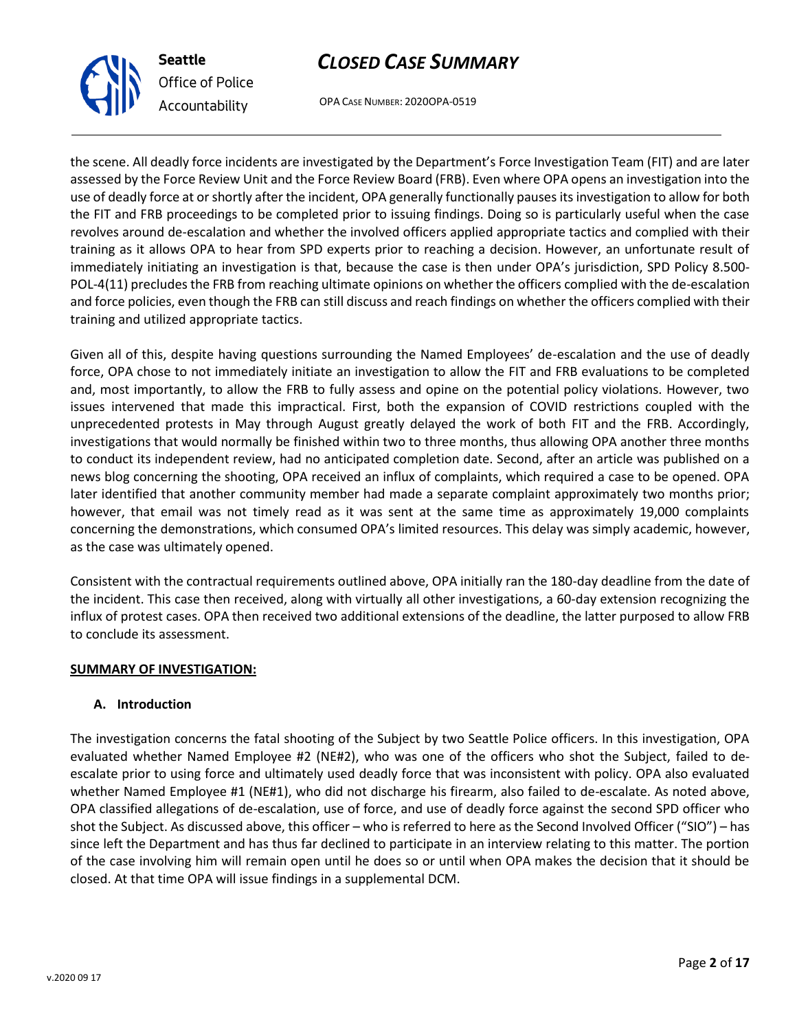the scene. All deadly force incidents are investigated by the Department's Force Investigation Team (FIT) and are later assessed by the Force Review Unit and the Force Review Board (FRB). Even where OPA opens an investigation into the use of deadly force at or shortly after the incident, OPA generally functionally pauses its investigation to allow for both the FIT and FRB proceedings to be completed prior to issuing findings. Doing so is particularly useful when the case revolves around de-escalation and whether the involved officers applied appropriate tactics and complied with their training as it allows OPA to hear from SPD experts prior to reaching a decision. However, an unfortunate result of immediately initiating an investigation is that, because the case is then under OPA's jurisdiction, SPD Policy 8.500-POL-4(11) precludes the FRB from reaching ultimate opinions on whether the officers complied with the de-escalation and force policies, even though the FRB can still discuss and reach findings on whether the officers complied with their training and utilized appropriate tactics.

Given all of this, despite having questions surrounding the Named Employees' de-escalation and the use of deadly force, OPA chose to not immediately initiate an investigation to allow the FIT and FRB evaluations to be completed and, most importantly, to allow the FRB to fully assess and opine on the potential policy violations. However, two issues intervened that made this impractical. First, both the expansion of COVID restrictions coupled with the unprecedented protests in May through August greatly delayed the work of both FIT and the FRB. Accordingly, investigations that would normally be finished within two to three months, thus allowing OPA another three months to conduct its independent review, had no anticipated completion date. Second, after an article was published on a news blog concerning the shooting, OPA received an influx of complaints, which required a case to be opened. OPA later identified that another community member had made a separate complaint approximately two months prior; however, that email was not timely read as it was sent at the same time as approximately 19,000 complaints concerning the demonstrations, which consumed OPA's limited resources. This delay was simply academic, however, as the case was ultimately opened.

Consistent with the contractual requirements outlined above, OPA initially ran the 180-day deadline from the date of the incident. This case then received, along with virtually all other investigations, a 60-day extension recognizing the influx of protest cases. OPA then received two additional extensions of the deadline, the latter purposed to allow FRB to conclude its assessment.

## SUMMARY OF INVESTIGATION:

### A. Introduction

The investigation concerns the fatal shooting of the Subject by two Seattle Police officers. In this investigation, OPA evaluated whether Named Employee #2 (NE#2), who was one of the officers who shot the Subject, failed to de-escalate prior to using force and ultimately used deadly force that was inconsistent with policy. OPA also evaluated whether Named Employee #1 (NE#1), who did not discharge his firearm, also failed to de-escalate. As noted above, OPA classified allegations of de-escalation, use of force, and use of deadly force against the second SPD officer who shot the Subject. As discussed above, this officer – who is referred to here as the Second Involved Officer ("SIO") – has since left the Department and has thus far declined to participate in an interview relating to this matter. The portion of the case involving him will remain open until he does so or until when OPA makes the decision that it should be closed. At that time OPA will issue findings in a supplemental DCM.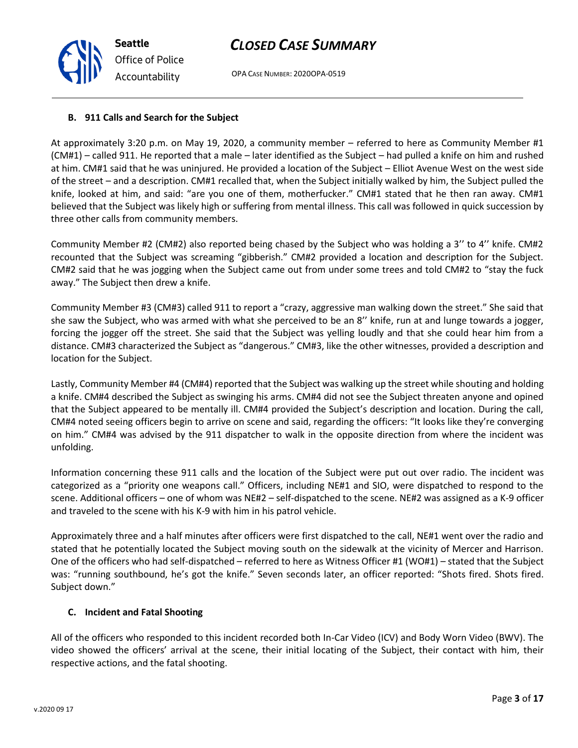### B. 911 Calls and Search for the Subject

At approximately 3:20 p.m. on May 19, 2020, a community member – referred to here as Community Member #1 (CM#1) – called 911. He reported that a male – later identified as the Subject – had pulled a knife on him and rushed at him. CM#1 said that he was uninjured. He provided a location of the Subject – Elliot Avenue West on the west side of the street – and a description. CM#1 recalled that, when the Subject initially walked by him, the Subject pulled the knife, looked at him, and said: "are you one of them, motherfucker." CM#1 stated that he then ran away. CM#1 believed that the Subject was likely high or suffering from mental illness. This call was followed in quick succession by three other calls from community members.

Community Member #2 (CM#2) also reported being chased by the Subject who was holding a 3'' to 4'' knife. CM#2 recounted that the Subject was screaming "gibberish." CM#2 provided a location and description for the Subject. CM#2 said that he was jogging when the Subject came out from under some trees and told CM#2 to "stay the fuck away." The Subject then drew a knife.

Community Member #3 (CM#3) called 911 to report a "crazy, aggressive man walking down the street." She said that she saw the Subject, who was armed with what she perceived to be an 8'' knife, run at and lunge towards a jogger, forcing the jogger off the street. She said that the Subject was yelling loudly and that she could hear him from a distance. CM#3 characterized the Subject as "dangerous." CM#3, like the other witnesses, provided a description and location for the Subject.

Lastly, Community Member #4 (CM#4) reported that the Subject was walking up the street while shouting and holding a knife. CM#4 described the Subject as swinging his arms. CM#4 did not see the Subject threaten anyone and opined that the Subject appeared to be mentally ill. CM#4 provided the Subject's description and location. During the call, CM#4 noted seeing officers begin to arrive on scene and said, regarding the officers: "It looks like they're converging on him." CM#4 was advised by the 911 dispatcher to walk in the opposite direction from where the incident was unfolding.

Information concerning these 911 calls and the location of the Subject were put out over radio. The incident was categorized as a "priority one weapons call." Officers, including NE#1 and SIO, were dispatched to respond to the scene. Additional officers – one of whom was NE#2 – self-dispatched to the scene. NE#2 was assigned as a K-9 officer and traveled to the scene with his K-9 with him in his patrol vehicle.

Approximately three and a half minutes after officers were first dispatched to the call, NE#1 went over the radio and stated that he potentially located the Subject moving south on the sidewalk at the vicinity of Mercer and Harrison. One of the officers who had self-dispatched – referred to here as Witness Officer #1 (WO#1) – stated that the Subject was: "running southbound, he's got the knife." Seven seconds later, an officer reported: "Shots fired. Shots fired. Subject down."

### C. Incident and Fatal Shooting

All of the officers who responded to this incident recorded both In-Car Video (ICV) and Body Worn Video (BWV). The video showed the officers' arrival at the scene, their initial locating of the Subject, their contact with him, their respective actions, and the fatal shooting.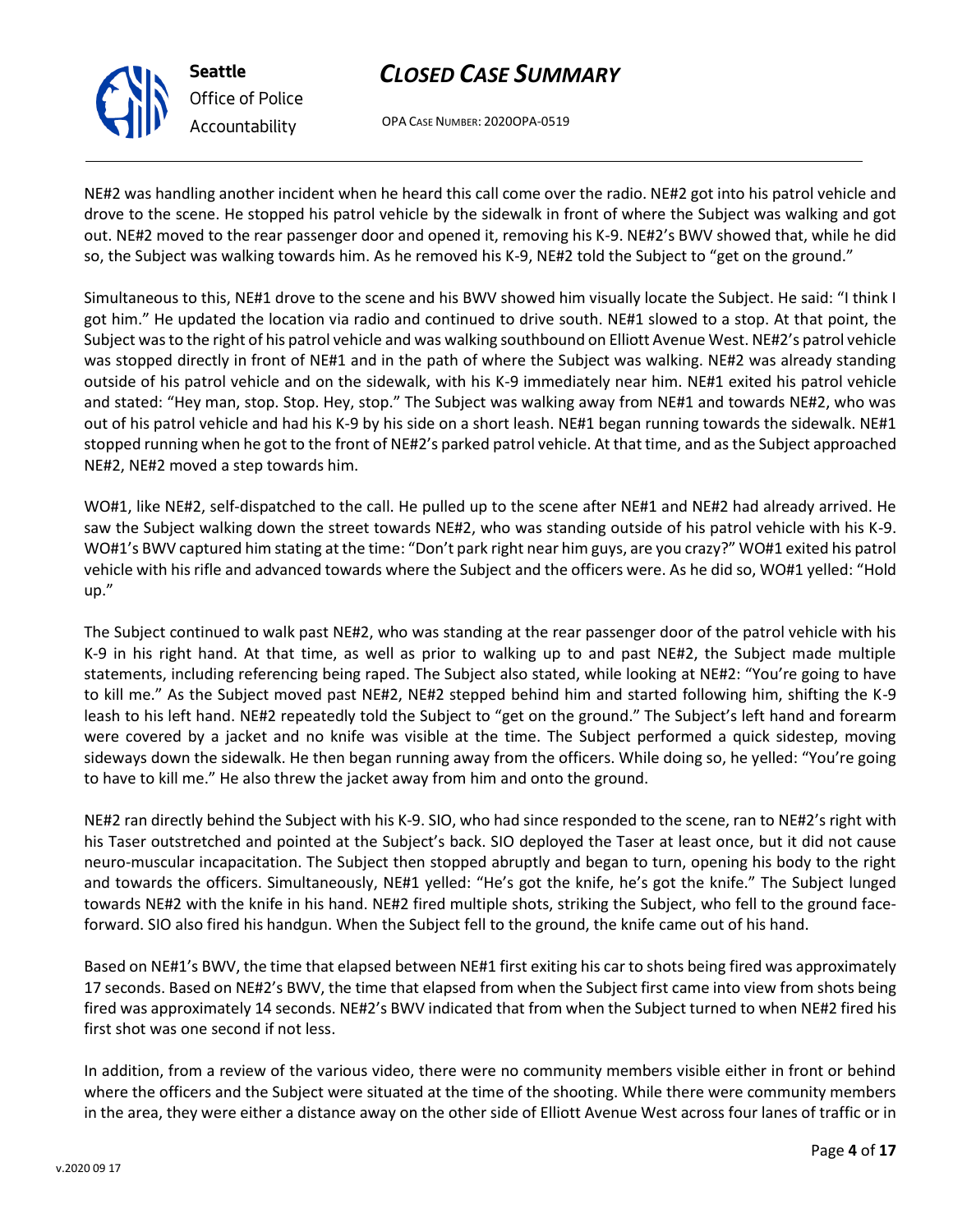NE#2 was handling another incident when he heard this call come over the radio. NE#2 got into his patrol vehicle and drove to the scene. He stopped his patrol vehicle by the sidewalk in front of where the Subject was walking and got out. NE#2 moved to the rear passenger door and opened it, removing his K-9. NE#2's BWV showed that, while he did so, the Subject was walking towards him. As he removed his K-9, NE#2 told the Subject to "get on the ground."

Simultaneous to this, NE#1 drove to the scene and his BWV showed him visually locate the Subject. He said: "I think I got him." He updated the location via radio and continued to drive south. NE#1 slowed to a stop. At that point, the Subject was to the right of his patrol vehicle and was walking southbound on Elliott Avenue West. NE#2's patrol vehicle was stopped directly in front of NE#1 and in the path of where the Subject was walking. NE#2 was already standing outside of his patrol vehicle and on the sidewalk, with his K-9 immediately near him. NE#1 exited his patrol vehicle and stated: "Hey man, stop. Stop. Hey, stop." The Subject was walking away from NE#1 and towards NE#2, who was out of his patrol vehicle and had his K-9 by his side on a short leash. NE#1 began running towards the sidewalk. NE#1 stopped running when he got to the front of NE#2's parked patrol vehicle. At that time, and as the Subject approached NE#2, NE#2 moved a step towards him.

WO#1, like NE#2, self-dispatched to the call. He pulled up to the scene after NE#1 and NE#2 had already arrived. He saw the Subject walking down the street towards NE#2, who was standing outside of his patrol vehicle with his K-9. WO#1's BWV captured him stating at the time: "Don't park right near him guys, are you crazy?" WO#1 exited his patrol vehicle with his rifle and advanced towards where the Subject and the officers were. As he did so, WO#1 yelled: "Hold up."

The Subject continued to walk past NE#2, who was standing at the rear passenger door of the patrol vehicle with his K-9 in his right hand. At that time, as well as prior to walking up to and past NE#2, the Subject made multiple statements, including referencing being raped. The Subject also stated, while looking at NE#2: "You're going to have to kill me." As the Subject moved past NE#2, NE#2 stepped behind him and started following him, shifting the K-9 leash to his left hand. NE#2 repeatedly told the Subject to "get on the ground." The Subject's left hand and forearm were covered by a jacket and no knife was visible at the time. The Subject performed a quick sidestep, moving sideways down the sidewalk. He then began running away from the officers. While doing so, he yelled: "You're going to have to kill me." He also threw the jacket away from him and onto the ground.

NE#2 ran directly behind the Subject with his K-9. SIO, who had since responded to the scene, ran to NE#2's right with his Taser outstretched and pointed at the Subject's back. SIO deployed the Taser at least once, but it did not cause neuro-muscular incapacitation. The Subject then stopped abruptly and began to turn, opening his body to the right and towards the officers. Simultaneously, NE#1 yelled: "He's got the knife, he's got the knife." The Subject lunged towards NE#2 with the knife in his hand. NE#2 fired multiple shots, striking the Subject, who fell to the ground face-forward. SIO also fired his handgun. When the Subject fell to the ground, the knife came out of his hand.

Based on NE#1's BWV, the time that elapsed between NE#1 first exiting his car to shots being fired was approximately 17 seconds. Based on NE#2's BWV, the time that elapsed from when the Subject first came into view from shots being fired was approximately 14 seconds. NE#2's BWV indicated that from when the Subject turned to when NE#2 fired his first shot was one second if not less.

In addition, from a review of the various video, there were no community members visible either in front or behind where the officers and the Subject were situated at the time of the shooting. While there were community members in the area, they were either a distance away on the other side of Elliott Avenue West across four lanes of traffic or in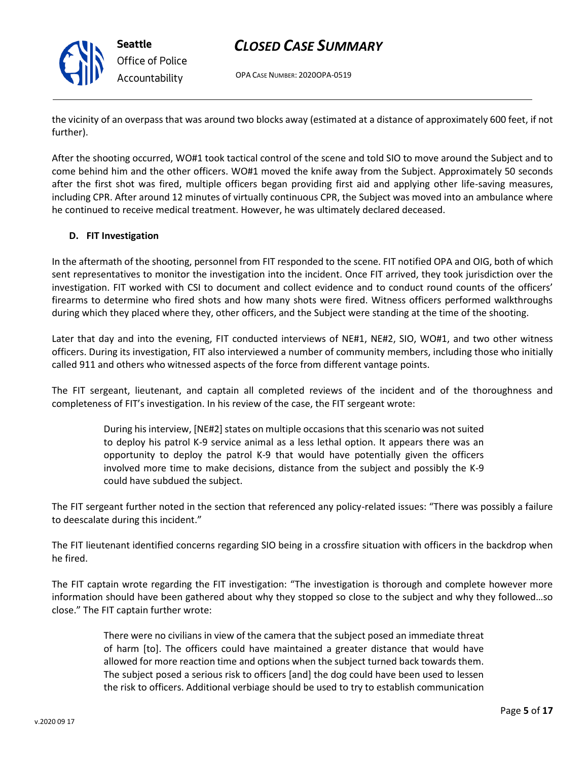the vicinity of an overpass that was around two blocks away (estimated at a distance of approximately 600 feet, if not further).

After the shooting occurred, WO#1 took tactical control of the scene and told SIO to move around the Subject and to come behind him and the other officers. WO#1 moved the knife away from the Subject. Approximately 50 seconds after the first shot was fired, multiple officers began providing first aid and applying other life-saving measures, including CPR. After around 12 minutes of virtually continuous CPR, the Subject was moved into an ambulance where he continued to receive medical treatment. However, he was ultimately declared deceased.

### D. FIT Investigation

In the aftermath of the shooting, personnel from FIT responded to the scene. FIT notified OPA and OIG, both of which sent representatives to monitor the investigation into the incident. Once FIT arrived, they took jurisdiction over the investigation. FIT worked with CSI to document and collect evidence and to conduct round counts of the officers' firearms to determine who fired shots and how many shots were fired. Witness officers performed walkthroughs during which they placed where they, other officers, and the Subject were standing at the time of the shooting.

Later that day and into the evening, FIT conducted interviews of NE#1, NE#2, SIO, WO#1, and two other witness officers. During its investigation, FIT also interviewed a number of community members, including those who initially called 911 and others who witnessed aspects of the force from different vantage points.

The FIT sergeant, lieutenant, and captain all completed reviews of the incident and of the thoroughness and completeness of FIT's investigation. In his review of the case, the FIT sergeant wrote:

> During his interview, [NE#2] states on multiple occasions that this scenario was not suited to deploy his patrol K-9 service animal as a less lethal option. It appears there was an opportunity to deploy the patrol K-9 that would have potentially given the officers involved more time to make decisions, distance from the subject and possibly the K-9 could have subdued the subject.

The FIT sergeant further noted in the section that referenced any policy-related issues: "There was possibly a failure to deescalate during this incident."

The FIT lieutenant identified concerns regarding SIO being in a crossfire situation with officers in the backdrop when he fired.

The FIT captain wrote regarding the FIT investigation: "The investigation is thorough and complete however more information should have been gathered about why they stopped so close to the subject and why they followed…so close." The FIT captain further wrote:

> There were no civilians in view of the camera that the subject posed an immediate threat of harm [to]. The officers could have maintained a greater distance that would have allowed for more reaction time and options when the subject turned back towards them. The subject posed a serious risk to officers [and] the dog could have been used to lessen the risk to officers. Additional verbiage should be used to try to establish communication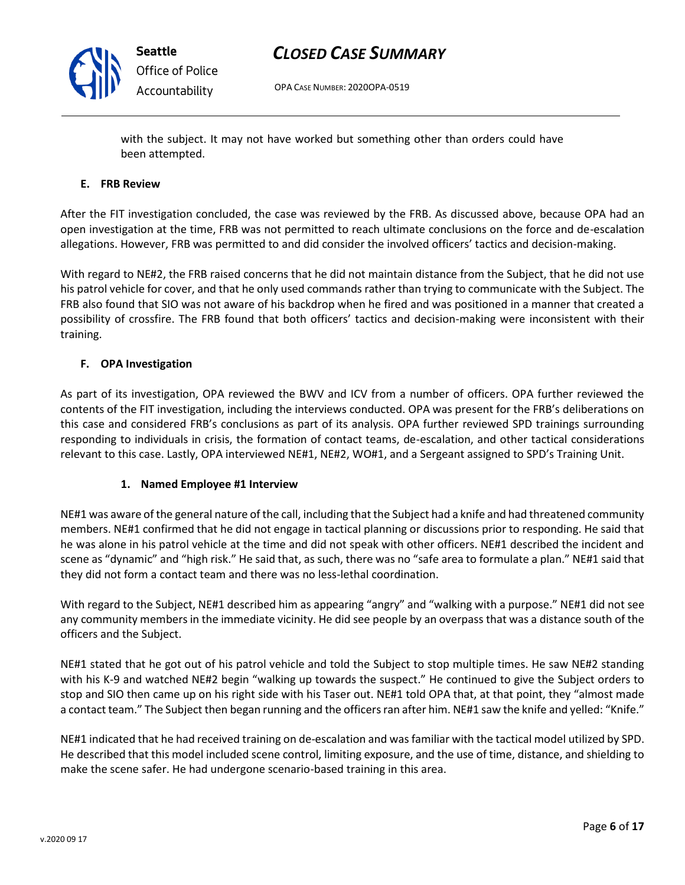with the subject. It may not have worked but something other than orders could have been attempted.

### E. FRB Review

After the FIT investigation concluded, the case was reviewed by the FRB. As discussed above, because OPA had an open investigation at the time, FRB was not permitted to reach ultimate conclusions on the force and de-escalation allegations. However, FRB was permitted to and did consider the involved officers' tactics and decision-making.

With regard to NE#2, the FRB raised concerns that he did not maintain distance from the Subject, that he did not use his patrol vehicle for cover, and that he only used commands rather than trying to communicate with the Subject. The FRB also found that SIO was not aware of his backdrop when he fired and was positioned in a manner that created a possibility of crossfire. The FRB found that both officers' tactics and decision-making were inconsistent with their training.

### F. OPA Investigation

As part of its investigation, OPA reviewed the BWV and ICV from a number of officers. OPA further reviewed the contents of the FIT investigation, including the interviews conducted. OPA was present for the FRB's deliberations on this case and considered FRB's conclusions as part of its analysis. OPA further reviewed SPD trainings surrounding responding to individuals in crisis, the formation of contact teams, de-escalation, and other tactical considerations relevant to this case. Lastly, OPA interviewed NE#1, NE#2, WO#1, and a Sergeant assigned to SPD's Training Unit.

#### 1. Named Employee #1 Interview

NE#1 was aware of the general nature of the call, including that the Subject had a knife and had threatened community members. NE#1 confirmed that he did not engage in tactical planning or discussions prior to responding. He said that he was alone in his patrol vehicle at the time and did not speak with other officers. NE#1 described the incident and scene as "dynamic" and "high risk." He said that, as such, there was no "safe area to formulate a plan." NE#1 said that they did not form a contact team and there was no less-lethal coordination.

With regard to the Subject, NE#1 described him as appearing "angry" and "walking with a purpose." NE#1 did not see any community members in the immediate vicinity. He did see people by an overpass that was a distance south of the officers and the Subject.

NE#1 stated that he got out of his patrol vehicle and told the Subject to stop multiple times. He saw NE#2 standing with his K-9 and watched NE#2 begin "walking up towards the suspect." He continued to give the Subject orders to stop and SIO then came up on his right side with his Taser out. NE#1 told OPA that, at that point, they "almost made a contact team." The Subject then began running and the officers ran after him. NE#1 saw the knife and yelled: "Knife."

NE#1 indicated that he had received training on de-escalation and was familiar with the tactical model utilized by SPD. He described that this model included scene control, limiting exposure, and the use of time, distance, and shielding to make the scene safer. He had undergone scenario-based training in this area.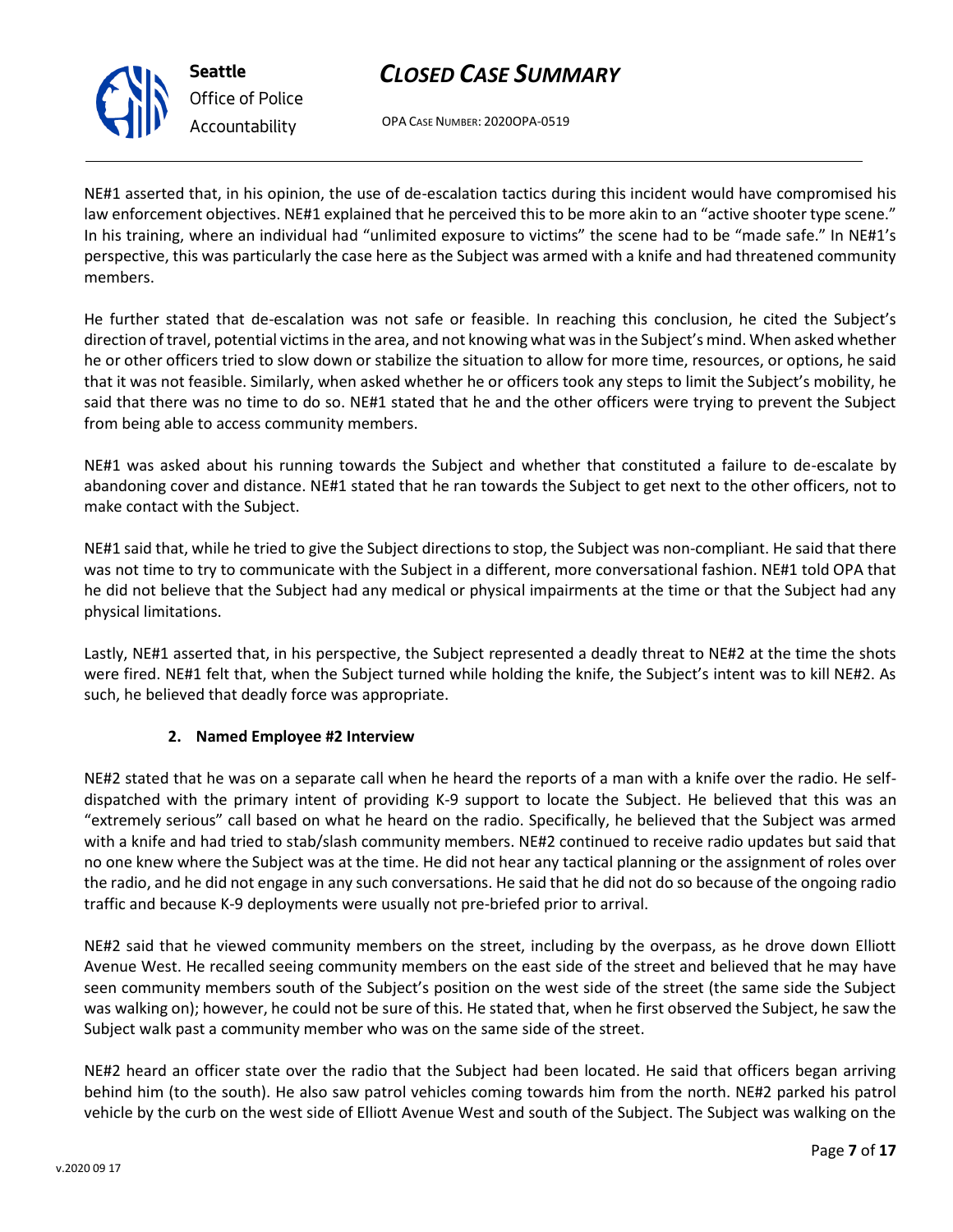NE#1 asserted that, in his opinion, the use of de-escalation tactics during this incident would have compromised his law enforcement objectives. NE#1 explained that he perceived this to be more akin to an "active shooter type scene." In his training, where an individual had "unlimited exposure to victims" the scene had to be "made safe." In NE#1's perspective, this was particularly the case here as the Subject was armed with a knife and had threatened community members.

He further stated that de-escalation was not safe or feasible. In reaching this conclusion, he cited the Subject's direction of travel, potential victims in the area, and not knowing what was in the Subject's mind. When asked whether he or other officers tried to slow down or stabilize the situation to allow for more time, resources, or options, he said that it was not feasible. Similarly, when asked whether he or officers took any steps to limit the Subject's mobility, he said that there was no time to do so. NE#1 stated that he and the other officers were trying to prevent the Subject from being able to access community members.

NE#1 was asked about his running towards the Subject and whether that constituted a failure to de-escalate by abandoning cover and distance. NE#1 stated that he ran towards the Subject to get next to the other officers, not to make contact with the Subject.

NE#1 said that, while he tried to give the Subject directions to stop, the Subject was non-compliant. He said that there was not time to try to communicate with the Subject in a different, more conversational fashion. NE#1 told OPA that he did not believe that the Subject had any medical or physical impairments at the time or that the Subject had any physical limitations.

Lastly, NE#1 asserted that, in his perspective, the Subject represented a deadly threat to NE#2 at the time the shots were fired. NE#1 felt that, when the Subject turned while holding the knife, the Subject's intent was to kill NE#2. As such, he believed that deadly force was appropriate.

### 2. Named Employee #2 Interview

NE#2 stated that he was on a separate call when he heard the reports of a man with a knife over the radio. He self-dispatched with the primary intent of providing K-9 support to locate the Subject. He believed that this was an "extremely serious" call based on what he heard on the radio. Specifically, he believed that the Subject was armed with a knife and had tried to stab/slash community members. NE#2 continued to receive radio updates but said that no one knew where the Subject was at the time. He did not hear any tactical planning or the assignment of roles over the radio, and he did not engage in any such conversations. He said that he did not do so because of the ongoing radio traffic and because K-9 deployments were usually not pre-briefed prior to arrival.

NE#2 said that he viewed community members on the street, including by the overpass, as he drove down Elliott Avenue West. He recalled seeing community members on the east side of the street and believed that he may have seen community members south of the Subject's position on the west side of the street (the same side the Subject was walking on); however, he could not be sure of this. He stated that, when he first observed the Subject, he saw the Subject walk past a community member who was on the same side of the street.

NE#2 heard an officer state over the radio that the Subject had been located. He said that officers began arriving behind him (to the south). He also saw patrol vehicles coming towards him from the north. NE#2 parked his patrol vehicle by the curb on the west side of Elliott Avenue West and south of the Subject. The Subject was walking on the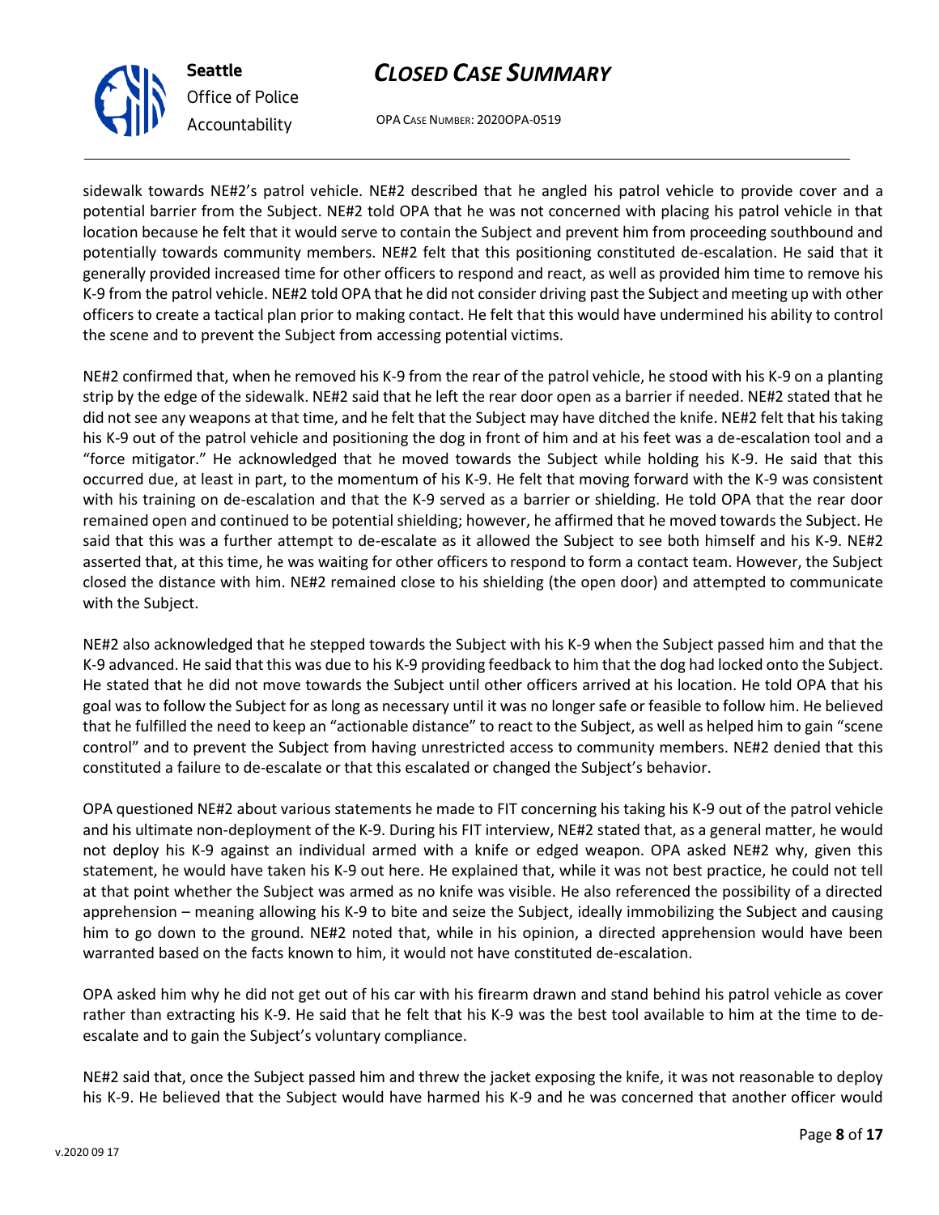sidewalk towards NE#2's patrol vehicle. NE#2 described that he angled his patrol vehicle to provide cover and a potential barrier from the Subject. NE#2 told OPA that he was not concerned with placing his patrol vehicle in that location because he felt that it would serve to contain the Subject and prevent him from proceeding southbound and potentially towards community members. NE#2 felt that this positioning constituted de-escalation. He said that it generally provided increased time for other officers to respond and react, as well as provided him time to remove his K-9 from the patrol vehicle. NE#2 told OPA that he did not consider driving past the Subject and meeting up with other officers to create a tactical plan prior to making contact. He felt that this would have undermined his ability to control the scene and to prevent the Subject from accessing potential victims.

NE#2 confirmed that, when he removed his K-9 from the rear of the patrol vehicle, he stood with his K-9 on a planting strip by the edge of the sidewalk. NE#2 said that he left the rear door open as a barrier if needed. NE#2 stated that he did not see any weapons at that time, and he felt that the Subject may have ditched the knife. NE#2 felt that his taking his K-9 out of the patrol vehicle and positioning the dog in front of him and at his feet was a de-escalation tool and a "force mitigator." He acknowledged that he moved towards the Subject while holding his K-9. He said that this occurred due, at least in part, to the momentum of his K-9. He felt that moving forward with the K-9 was consistent with his training on de-escalation and that the K-9 served as a barrier or shielding. He told OPA that the rear door remained open and continued to be potential shielding; however, he affirmed that he moved towards the Subject. He said that this was a further attempt to de-escalate as it allowed the Subject to see both himself and his K-9. NE#2 asserted that, at this time, he was waiting for other officers to respond to form a contact team. However, the Subject closed the distance with him. NE#2 remained close to his shielding (the open door) and attempted to communicate with the Subject.

NE#2 also acknowledged that he stepped towards the Subject with his K-9 when the Subject passed him and that the K-9 advanced. He said that this was due to his K-9 providing feedback to him that the dog had locked onto the Subject. He stated that he did not move towards the Subject until other officers arrived at his location. He told OPA that his goal was to follow the Subject for as long as necessary until it was no longer safe or feasible to follow him. He believed that he fulfilled the need to keep an "actionable distance" to react to the Subject, as well as helped him to gain "scene control" and to prevent the Subject from having unrestricted access to community members. NE#2 denied that this constituted a failure to de-escalate or that this escalated or changed the Subject's behavior.

OPA questioned NE#2 about various statements he made to FIT concerning his taking his K-9 out of the patrol vehicle and his ultimate non-deployment of the K-9. During his FIT interview, NE#2 stated that, as a general matter, he would not deploy his K-9 against an individual armed with a knife or edged weapon. OPA asked NE#2 why, given this statement, he would have taken his K-9 out here. He explained that, while it was not best practice, he could not tell at that point whether the Subject was armed as no knife was visible. He also referenced the possibility of a directed apprehension – meaning allowing his K-9 to bite and seize the Subject, ideally immobilizing the Subject and causing him to go down to the ground. NE#2 noted that, while in his opinion, a directed apprehension would have been warranted based on the facts known to him, it would not have constituted de-escalation.

OPA asked him why he did not get out of his car with his firearm drawn and stand behind his patrol vehicle as cover rather than extracting his K-9. He said that he felt that his K-9 was the best tool available to him at the time to de-escalate and to gain the Subject's voluntary compliance.

NE#2 said that, once the Subject passed him and threw the jacket exposing the knife, it was not reasonable to deploy his K-9. He believed that the Subject would have harmed his K-9 and he was concerned that another officer would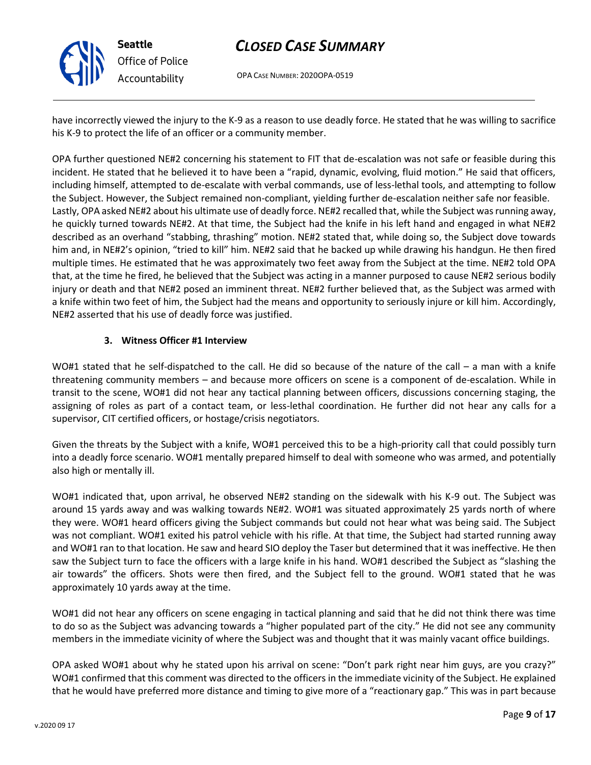have incorrectly viewed the injury to the K-9 as a reason to use deadly force. He stated that he was willing to sacrifice his K-9 to protect the life of an officer or a community member.

OPA further questioned NE#2 concerning his statement to FIT that de-escalation was not safe or feasible during this incident. He stated that he believed it to have been a "rapid, dynamic, evolving, fluid motion." He said that officers, including himself, attempted to de-escalate with verbal commands, use of less-lethal tools, and attempting to follow the Subject. However, the Subject remained non-compliant, yielding further de-escalation neither safe nor feasible. Lastly, OPA asked NE#2 about his ultimate use of deadly force. NE#2 recalled that, while the Subject was running away, he quickly turned towards NE#2. At that time, the Subject had the knife in his left hand and engaged in what NE#2 described as an overhand "stabbing, thrashing" motion. NE#2 stated that, while doing so, the Subject dove towards him and, in NE#2's opinion, "tried to kill" him. NE#2 said that he backed up while drawing his handgun. He then fired multiple times. He estimated that he was approximately two feet away from the Subject at the time. NE#2 told OPA that, at the time he fired, he believed that the Subject was acting in a manner purposed to cause NE#2 serious bodily injury or death and that NE#2 posed an imminent threat. NE#2 further believed that, as the Subject was armed with a knife within two feet of him, the Subject had the means and opportunity to seriously injure or kill him. Accordingly, NE#2 asserted that his use of deadly force was justified.

**3. Witness Officer #1 Interview**

WO#1 stated that he self-dispatched to the call. He did so because of the nature of the call – a man with a knife threatening community members – and because more officers on scene is a component of de-escalation. While in transit to the scene, WO#1 did not hear any tactical planning between officers, discussions concerning staging, the assigning of roles as part of a contact team, or less-lethal coordination. He further did not hear any calls for a supervisor, CIT certified officers, or hostage/crisis negotiators.

Given the threats by the Subject with a knife, WO#1 perceived this to be a high-priority call that could possibly turn into a deadly force scenario. WO#1 mentally prepared himself to deal with someone who was armed, and potentially also high or mentally ill.

WO#1 indicated that, upon arrival, he observed NE#2 standing on the sidewalk with his K-9 out. The Subject was around 15 yards away and was walking towards NE#2. WO#1 was situated approximately 25 yards north of where they were. WO#1 heard officers giving the Subject commands but could not hear what was being said. The Subject was not compliant. WO#1 exited his patrol vehicle with his rifle. At that time, the Subject had started running away and WO#1 ran to that location. He saw and heard SIO deploy the Taser but determined that it was ineffective. He then saw the Subject turn to face the officers with a large knife in his hand. WO#1 described the Subject as "slashing the air towards" the officers. Shots were then fired, and the Subject fell to the ground. WO#1 stated that he was approximately 10 yards away at the time.

WO#1 did not hear any officers on scene engaging in tactical planning and said that he did not think there was time to do so as the Subject was advancing towards a "higher populated part of the city." He did not see any community members in the immediate vicinity of where the Subject was and thought that it was mainly vacant office buildings.

OPA asked WO#1 about why he stated upon his arrival on scene: "Don't park right near him guys, are you crazy?" WO#1 confirmed that this comment was directed to the officers in the immediate vicinity of the Subject. He explained that he would have preferred more distance and timing to give more of a "reactionary gap." This was in part because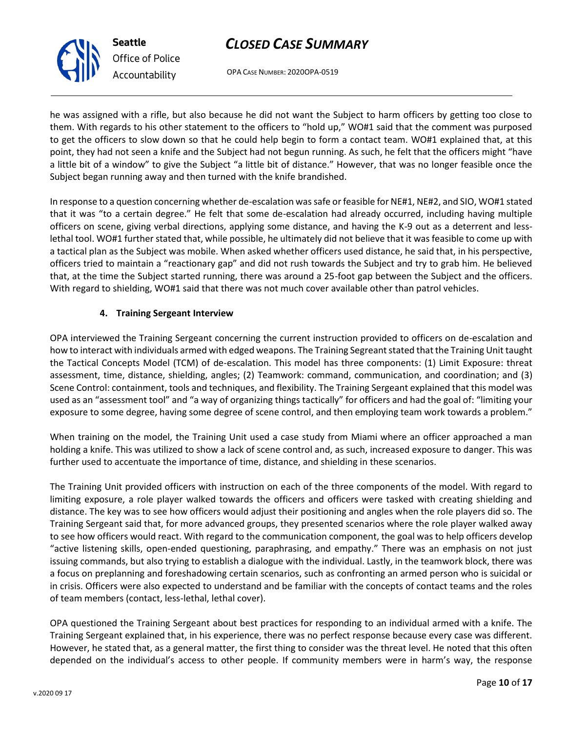he was assigned with a rifle, but also because he did not want the Subject to harm officers by getting too close to them. With regards to his other statement to the officers to "hold up," WO#1 said that the comment was purposed to get the officers to slow down so that he could help begin to form a contact team. WO#1 explained that, at this point, they had not seen a knife and the Subject had not begun running. As such, he felt that the officers might "have a little bit of a window" to give the Subject "a little bit of distance." However, that was no longer feasible once the Subject began running away and then turned with the knife brandished.

In response to a question concerning whether de-escalation was safe or feasible for NE#1, NE#2, and SIO, WO#1 stated that it was "to a certain degree." He felt that some de-escalation had already occurred, including having multiple officers on scene, giving verbal directions, applying some distance, and having the K-9 out as a deterrent and less-lethal tool. WO#1 further stated that, while possible, he ultimately did not believe that it was feasible to come up with a tactical plan as the Subject was mobile. When asked whether officers used distance, he said that, in his perspective, officers tried to maintain a "reactionary gap" and did not rush towards the Subject and try to grab him. He believed that, at the time the Subject started running, there was around a 25-foot gap between the Subject and the officers. With regard to shielding, WO#1 said that there was not much cover available other than patrol vehicles.

**4. Training Sergeant Interview**

OPA interviewed the Training Sergeant concerning the current instruction provided to officers on de-escalation and how to interact with individuals armed with edged weapons. The Training Segreant stated that the Training Unit taught the Tactical Concepts Model (TCM) of de-escalation. This model has three components: (1) Limit Exposure: threat assessment, time, distance, shielding, angles; (2) Teamwork: command, communication, and coordination; and (3) Scene Control: containment, tools and techniques, and flexibility. The Training Sergeant explained that this model was used as an "assessment tool" and "a way of organizing things tactically" for officers and had the goal of: "limiting your exposure to some degree, having some degree of scene control, and then employing team work towards a problem."

When training on the model, the Training Unit used a case study from Miami where an officer approached a man holding a knife. This was utilized to show a lack of scene control and, as such, increased exposure to danger. This was further used to accentuate the importance of time, distance, and shielding in these scenarios.

The Training Unit provided officers with instruction on each of the three components of the model. With regard to limiting exposure, a role player walked towards the officers and officers were tasked with creating shielding and distance. The key was to see how officers would adjust their positioning and angles when the role players did so. The Training Sergeant said that, for more advanced groups, they presented scenarios where the role player walked away to see how officers would react. With regard to the communication component, the goal was to help officers develop "active listening skills, open-ended questioning, paraphrasing, and empathy." There was an emphasis on not just issuing commands, but also trying to establish a dialogue with the individual. Lastly, in the teamwork block, there was a focus on preplanning and foreshadowing certain scenarios, such as confronting an armed person who is suicidal or in crisis. Officers were also expected to understand and be familiar with the concepts of contact teams and the roles of team members (contact, less-lethal, lethal cover).

OPA questioned the Training Sergeant about best practices for responding to an individual armed with a knife. The Training Sergeant explained that, in his experience, there was no perfect response because every case was different. However, he stated that, as a general matter, the first thing to consider was the threat level. He noted that this often depended on the individual's access to other people. If community members were in harm's way, the response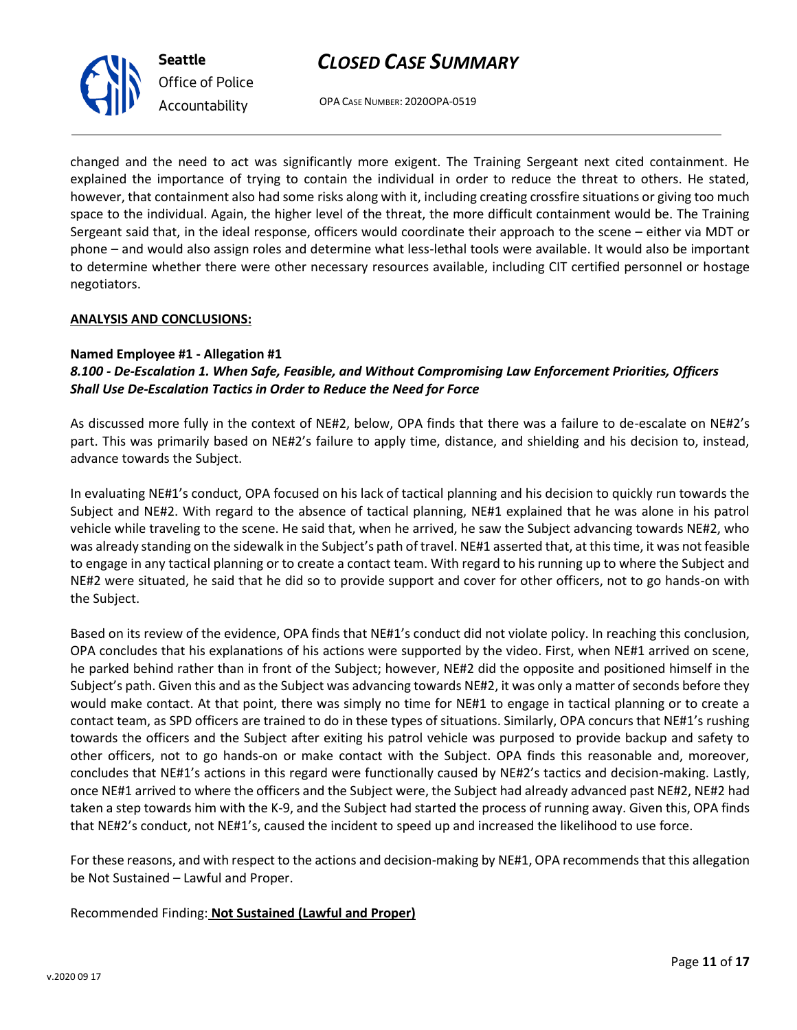changed and the need to act was significantly more exigent. The Training Sergeant next cited containment. He explained the importance of trying to contain the individual in order to reduce the threat to others. He stated, however, that containment also had some risks along with it, including creating crossfire situations or giving too much space to the individual. Again, the higher level of the threat, the more difficult containment would be. The Training Sergeant said that, in the ideal response, officers would coordinate their approach to the scene – either via MDT or phone – and would also assign roles and determine what less-lethal tools were available. It would also be important to determine whether there were other necessary resources available, including CIT certified personnel or hostage negotiators.

**ANALYSIS AND CONCLUSIONS:**

**Named Employee #1 - Allegation #1**
***8.100 - De-Escalation 1. When Safe, Feasible, and Without Compromising Law Enforcement Priorities, Officers Shall Use De-Escalation Tactics in Order to Reduce the Need for Force***

As discussed more fully in the context of NE#2, below, OPA finds that there was a failure to de-escalate on NE#2's part. This was primarily based on NE#2's failure to apply time, distance, and shielding and his decision to, instead, advance towards the Subject.

In evaluating NE#1's conduct, OPA focused on his lack of tactical planning and his decision to quickly run towards the Subject and NE#2. With regard to the absence of tactical planning, NE#1 explained that he was alone in his patrol vehicle while traveling to the scene. He said that, when he arrived, he saw the Subject advancing towards NE#2, who was already standing on the sidewalk in the Subject's path of travel. NE#1 asserted that, at this time, it was not feasible to engage in any tactical planning or to create a contact team. With regard to his running up to where the Subject and NE#2 were situated, he said that he did so to provide support and cover for other officers, not to go hands-on with the Subject.

Based on its review of the evidence, OPA finds that NE#1's conduct did not violate policy. In reaching this conclusion, OPA concludes that his explanations of his actions were supported by the video. First, when NE#1 arrived on scene, he parked behind rather than in front of the Subject; however, NE#2 did the opposite and positioned himself in the Subject's path. Given this and as the Subject was advancing towards NE#2, it was only a matter of seconds before they would make contact. At that point, there was simply no time for NE#1 to engage in tactical planning or to create a contact team, as SPD officers are trained to do in these types of situations. Similarly, OPA concurs that NE#1's rushing towards the officers and the Subject after exiting his patrol vehicle was purposed to provide backup and safety to other officers, not to go hands-on or make contact with the Subject. OPA finds this reasonable and, moreover, concludes that NE#1's actions in this regard were functionally caused by NE#2's tactics and decision-making. Lastly, once NE#1 arrived to where the officers and the Subject were, the Subject had already advanced past NE#2, NE#2 had taken a step towards him with the K-9, and the Subject had started the process of running away. Given this, OPA finds that NE#2's conduct, not NE#1's, caused the incident to speed up and increased the likelihood to use force.

For these reasons, and with respect to the actions and decision-making by NE#1, OPA recommends that this allegation be Not Sustained – Lawful and Proper.

Recommended Finding: **Not Sustained (Lawful and Proper)**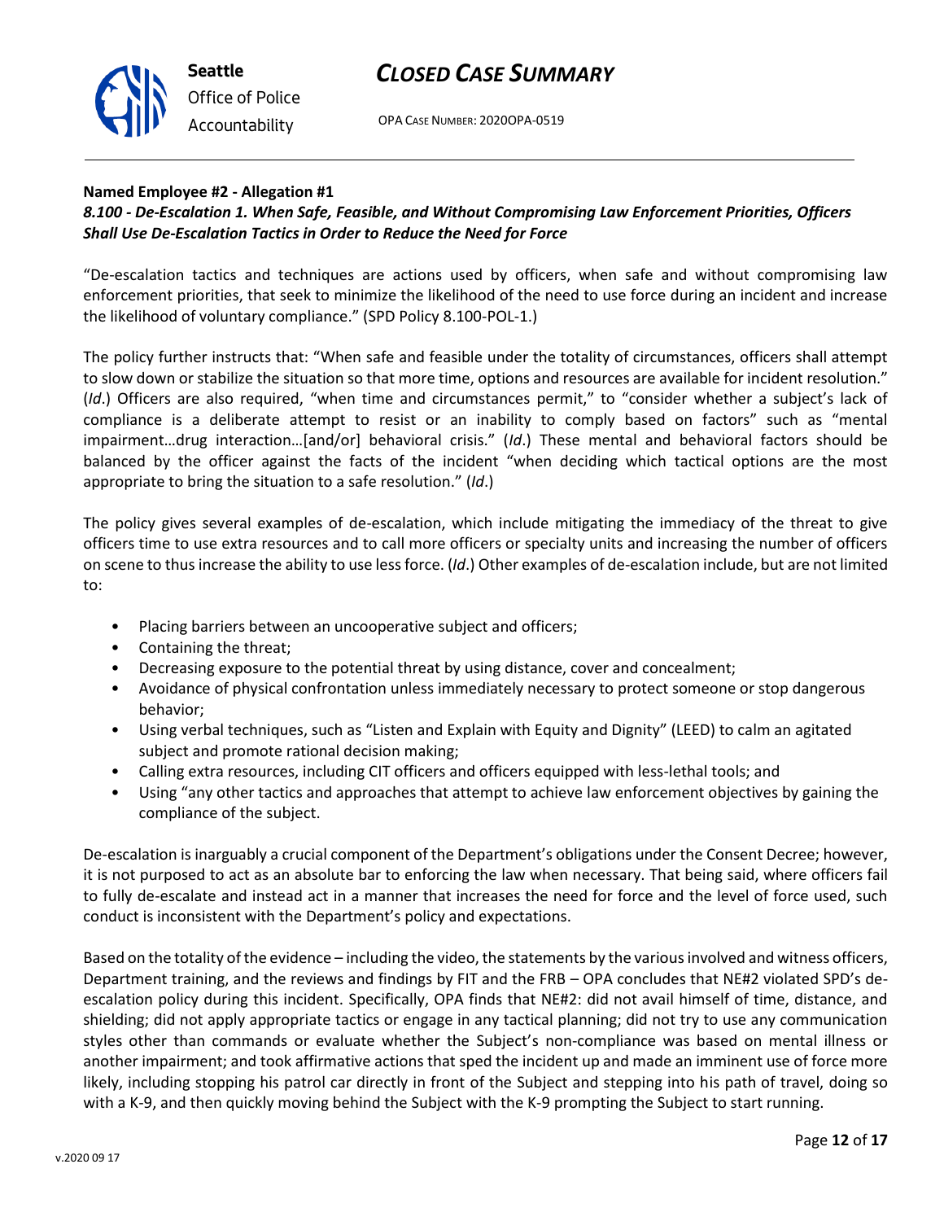**Named Employee #2 - Allegation #1**
***8.100 - De-Escalation 1. When Safe, Feasible, and Without Compromising Law Enforcement Priorities, Officers Shall Use De-Escalation Tactics in Order to Reduce the Need for Force***

"De-escalation tactics and techniques are actions used by officers, when safe and without compromising law enforcement priorities, that seek to minimize the likelihood of the need to use force during an incident and increase the likelihood of voluntary compliance." (SPD Policy 8.100-POL-1.)

The policy further instructs that: "When safe and feasible under the totality of circumstances, officers shall attempt to slow down or stabilize the situation so that more time, options and resources are available for incident resolution." (*Id*.) Officers are also required, "when time and circumstances permit," to "consider whether a subject's lack of compliance is a deliberate attempt to resist or an inability to comply based on factors" such as "mental impairment…drug interaction…[and/or] behavioral crisis." (*Id*.) These mental and behavioral factors should be balanced by the officer against the facts of the incident "when deciding which tactical options are the most appropriate to bring the situation to a safe resolution." (*Id*.)

The policy gives several examples of de-escalation, which include mitigating the immediacy of the threat to give officers time to use extra resources and to call more officers or specialty units and increasing the number of officers on scene to thus increase the ability to use less force. (*Id*.) Other examples of de-escalation include, but are not limited to:

- Placing barriers between an uncooperative subject and officers;
- Containing the threat;
- Decreasing exposure to the potential threat by using distance, cover and concealment;
- Avoidance of physical confrontation unless immediately necessary to protect someone or stop dangerous behavior;
- Using verbal techniques, such as "Listen and Explain with Equity and Dignity" (LEED) to calm an agitated subject and promote rational decision making;
- Calling extra resources, including CIT officers and officers equipped with less-lethal tools; and
- Using "any other tactics and approaches that attempt to achieve law enforcement objectives by gaining the compliance of the subject.

De-escalation is inarguably a crucial component of the Department's obligations under the Consent Decree; however, it is not purposed to act as an absolute bar to enforcing the law when necessary. That being said, where officers fail to fully de-escalate and instead act in a manner that increases the need for force and the level of force used, such conduct is inconsistent with the Department's policy and expectations.

Based on the totality of the evidence – including the video, the statements by the various involved and witness officers, Department training, and the reviews and findings by FIT and the FRB – OPA concludes that NE#2 violated SPD's de-escalation policy during this incident. Specifically, OPA finds that NE#2: did not avail himself of time, distance, and shielding; did not apply appropriate tactics or engage in any tactical planning; did not try to use any communication styles other than commands or evaluate whether the Subject's non-compliance was based on mental illness or another impairment; and took affirmative actions that sped the incident up and made an imminent use of force more likely, including stopping his patrol car directly in front of the Subject and stepping into his path of travel, doing so with a K-9, and then quickly moving behind the Subject with the K-9 prompting the Subject to start running.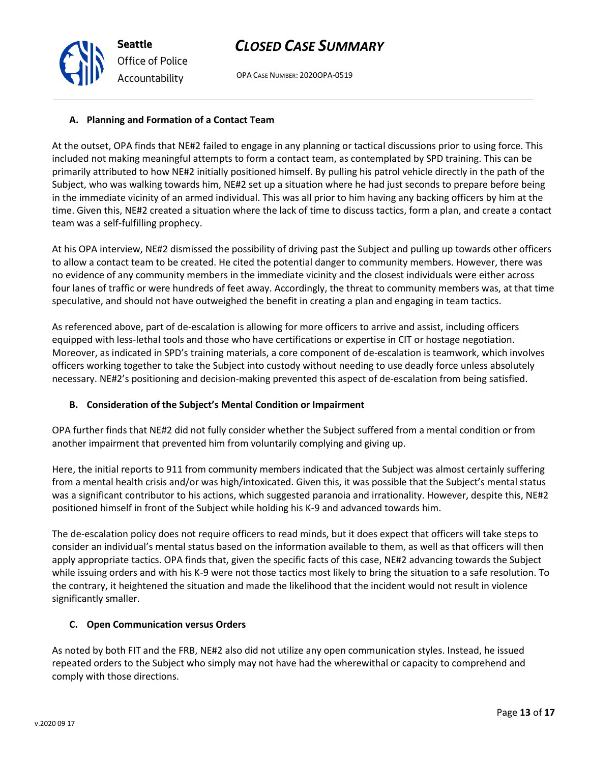### A. Planning and Formation of a Contact Team

At the outset, OPA finds that NE#2 failed to engage in any planning or tactical discussions prior to using force. This included not making meaningful attempts to form a contact team, as contemplated by SPD training. This can be primarily attributed to how NE#2 initially positioned himself. By pulling his patrol vehicle directly in the path of the Subject, who was walking towards him, NE#2 set up a situation where he had just seconds to prepare before being in the immediate vicinity of an armed individual. This was all prior to him having any backing officers by him at the time. Given this, NE#2 created a situation where the lack of time to discuss tactics, form a plan, and create a contact team was a self-fulfilling prophecy.

At his OPA interview, NE#2 dismissed the possibility of driving past the Subject and pulling up towards other officers to allow a contact team to be created. He cited the potential danger to community members. However, there was no evidence of any community members in the immediate vicinity and the closest individuals were either across four lanes of traffic or were hundreds of feet away. Accordingly, the threat to community members was, at that time speculative, and should not have outweighed the benefit in creating a plan and engaging in team tactics.

As referenced above, part of de-escalation is allowing for more officers to arrive and assist, including officers equipped with less-lethal tools and those who have certifications or expertise in CIT or hostage negotiation. Moreover, as indicated in SPD's training materials, a core component of de-escalation is teamwork, which involves officers working together to take the Subject into custody without needing to use deadly force unless absolutely necessary. NE#2's positioning and decision-making prevented this aspect of de-escalation from being satisfied.

### B. Consideration of the Subject's Mental Condition or Impairment

OPA further finds that NE#2 did not fully consider whether the Subject suffered from a mental condition or from another impairment that prevented him from voluntarily complying and giving up.

Here, the initial reports to 911 from community members indicated that the Subject was almost certainly suffering from a mental health crisis and/or was high/intoxicated. Given this, it was possible that the Subject's mental status was a significant contributor to his actions, which suggested paranoia and irrationality. However, despite this, NE#2 positioned himself in front of the Subject while holding his K-9 and advanced towards him.

The de-escalation policy does not require officers to read minds, but it does expect that officers will take steps to consider an individual's mental status based on the information available to them, as well as that officers will then apply appropriate tactics. OPA finds that, given the specific facts of this case, NE#2 advancing towards the Subject while issuing orders and with his K-9 were not those tactics most likely to bring the situation to a safe resolution. To the contrary, it heightened the situation and made the likelihood that the incident would not result in violence significantly smaller.

### C. Open Communication versus Orders

As noted by both FIT and the FRB, NE#2 also did not utilize any open communication styles. Instead, he issued repeated orders to the Subject who simply may not have had the wherewithal or capacity to comprehend and comply with those directions.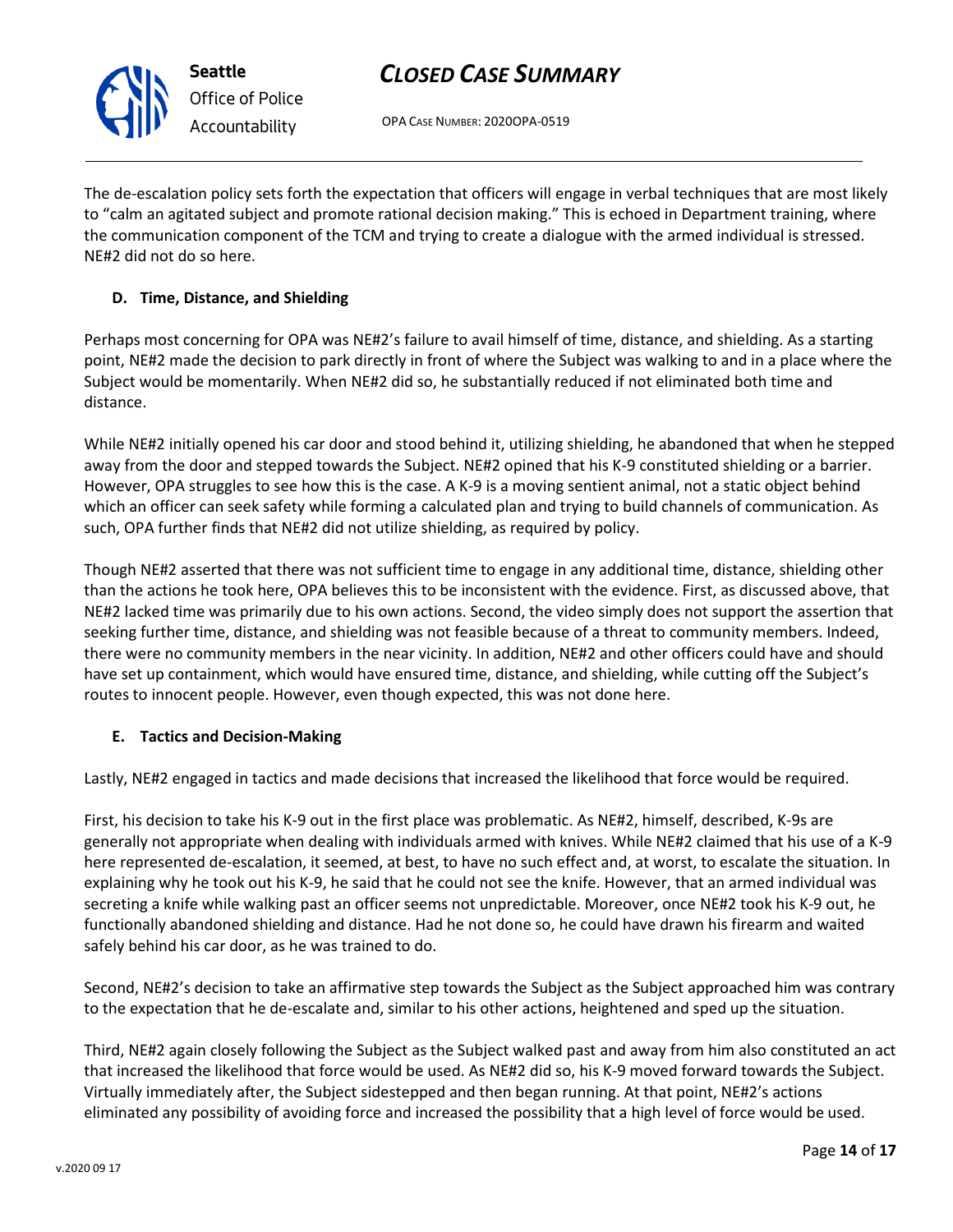The de-escalation policy sets forth the expectation that officers will engage in verbal techniques that are most likely to "calm an agitated subject and promote rational decision making." This is echoed in Department training, where the communication component of the TCM and trying to create a dialogue with the armed individual is stressed. NE#2 did not do so here.

### D. Time, Distance, and Shielding

Perhaps most concerning for OPA was NE#2's failure to avail himself of time, distance, and shielding. As a starting point, NE#2 made the decision to park directly in front of where the Subject was walking to and in a place where the Subject would be momentarily. When NE#2 did so, he substantially reduced if not eliminated both time and distance.

While NE#2 initially opened his car door and stood behind it, utilizing shielding, he abandoned that when he stepped away from the door and stepped towards the Subject. NE#2 opined that his K-9 constituted shielding or a barrier. However, OPA struggles to see how this is the case. A K-9 is a moving sentient animal, not a static object behind which an officer can seek safety while forming a calculated plan and trying to build channels of communication. As such, OPA further finds that NE#2 did not utilize shielding, as required by policy.

Though NE#2 asserted that there was not sufficient time to engage in any additional time, distance, shielding other than the actions he took here, OPA believes this to be inconsistent with the evidence. First, as discussed above, that NE#2 lacked time was primarily due to his own actions. Second, the video simply does not support the assertion that seeking further time, distance, and shielding was not feasible because of a threat to community members. Indeed, there were no community members in the near vicinity. In addition, NE#2 and other officers could have and should have set up containment, which would have ensured time, distance, and shielding, while cutting off the Subject's routes to innocent people. However, even though expected, this was not done here.

### E. Tactics and Decision-Making

Lastly, NE#2 engaged in tactics and made decisions that increased the likelihood that force would be required.

First, his decision to take his K-9 out in the first place was problematic. As NE#2, himself, described, K-9s are generally not appropriate when dealing with individuals armed with knives. While NE#2 claimed that his use of a K-9 here represented de-escalation, it seemed, at best, to have no such effect and, at worst, to escalate the situation. In explaining why he took out his K-9, he said that he could not see the knife. However, that an armed individual was secreting a knife while walking past an officer seems not unpredictable. Moreover, once NE#2 took his K-9 out, he functionally abandoned shielding and distance. Had he not done so, he could have drawn his firearm and waited safely behind his car door, as he was trained to do.

Second, NE#2's decision to take an affirmative step towards the Subject as the Subject approached him was contrary to the expectation that he de-escalate and, similar to his other actions, heightened and sped up the situation.

Third, NE#2 again closely following the Subject as the Subject walked past and away from him also constituted an act that increased the likelihood that force would be used. As NE#2 did so, his K-9 moved forward towards the Subject. Virtually immediately after, the Subject sidestepped and then began running. At that point, NE#2's actions eliminated any possibility of avoiding force and increased the possibility that a high level of force would be used.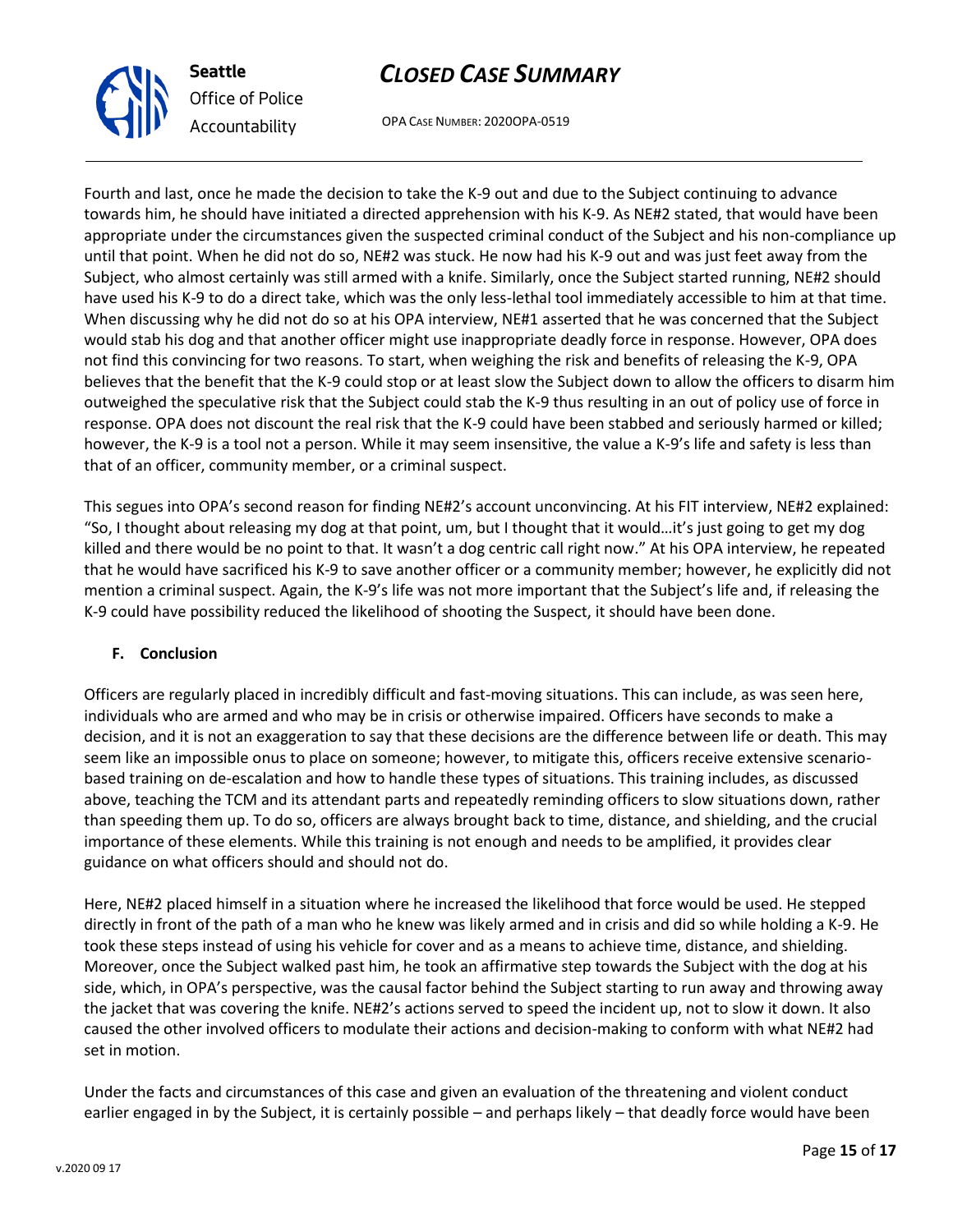Fourth and last, once he made the decision to take the K-9 out and due to the Subject continuing to advance towards him, he should have initiated a directed apprehension with his K-9. As NE#2 stated, that would have been appropriate under the circumstances given the suspected criminal conduct of the Subject and his non-compliance up until that point. When he did not do so, NE#2 was stuck. He now had his K-9 out and was just feet away from the Subject, who almost certainly was still armed with a knife. Similarly, once the Subject started running, NE#2 should have used his K-9 to do a direct take, which was the only less-lethal tool immediately accessible to him at that time. When discussing why he did not do so at his OPA interview, NE#1 asserted that he was concerned that the Subject would stab his dog and that another officer might use inappropriate deadly force in response. However, OPA does not find this convincing for two reasons. To start, when weighing the risk and benefits of releasing the K-9, OPA believes that the benefit that the K-9 could stop or at least slow the Subject down to allow the officers to disarm him outweighed the speculative risk that the Subject could stab the K-9 thus resulting in an out of policy use of force in response. OPA does not discount the real risk that the K-9 could have been stabbed and seriously harmed or killed; however, the K-9 is a tool not a person. While it may seem insensitive, the value a K-9's life and safety is less than that of an officer, community member, or a criminal suspect.

This segues into OPA's second reason for finding NE#2's account unconvincing. At his FIT interview, NE#2 explained: "So, I thought about releasing my dog at that point, um, but I thought that it would…it's just going to get my dog killed and there would be no point to that. It wasn't a dog centric call right now." At his OPA interview, he repeated that he would have sacrificed his K-9 to save another officer or a community member; however, he explicitly did not mention a criminal suspect. Again, the K-9's life was not more important that the Subject's life and, if releasing the K-9 could have possibility reduced the likelihood of shooting the Suspect, it should have been done.

**F. Conclusion**

Officers are regularly placed in incredibly difficult and fast-moving situations. This can include, as was seen here, individuals who are armed and who may be in crisis or otherwise impaired. Officers have seconds to make a decision, and it is not an exaggeration to say that these decisions are the difference between life or death. This may seem like an impossible onus to place on someone; however, to mitigate this, officers receive extensive scenario-based training on de-escalation and how to handle these types of situations. This training includes, as discussed above, teaching the TCM and its attendant parts and repeatedly reminding officers to slow situations down, rather than speeding them up. To do so, officers are always brought back to time, distance, and shielding, and the crucial importance of these elements. While this training is not enough and needs to be amplified, it provides clear guidance on what officers should and should not do.

Here, NE#2 placed himself in a situation where he increased the likelihood that force would be used. He stepped directly in front of the path of a man who he knew was likely armed and in crisis and did so while holding a K-9. He took these steps instead of using his vehicle for cover and as a means to achieve time, distance, and shielding. Moreover, once the Subject walked past him, he took an affirmative step towards the Subject with the dog at his side, which, in OPA's perspective, was the causal factor behind the Subject starting to run away and throwing away the jacket that was covering the knife. NE#2's actions served to speed the incident up, not to slow it down. It also caused the other involved officers to modulate their actions and decision-making to conform with what NE#2 had set in motion.

Under the facts and circumstances of this case and given an evaluation of the threatening and violent conduct earlier engaged in by the Subject, it is certainly possible – and perhaps likely – that deadly force would have been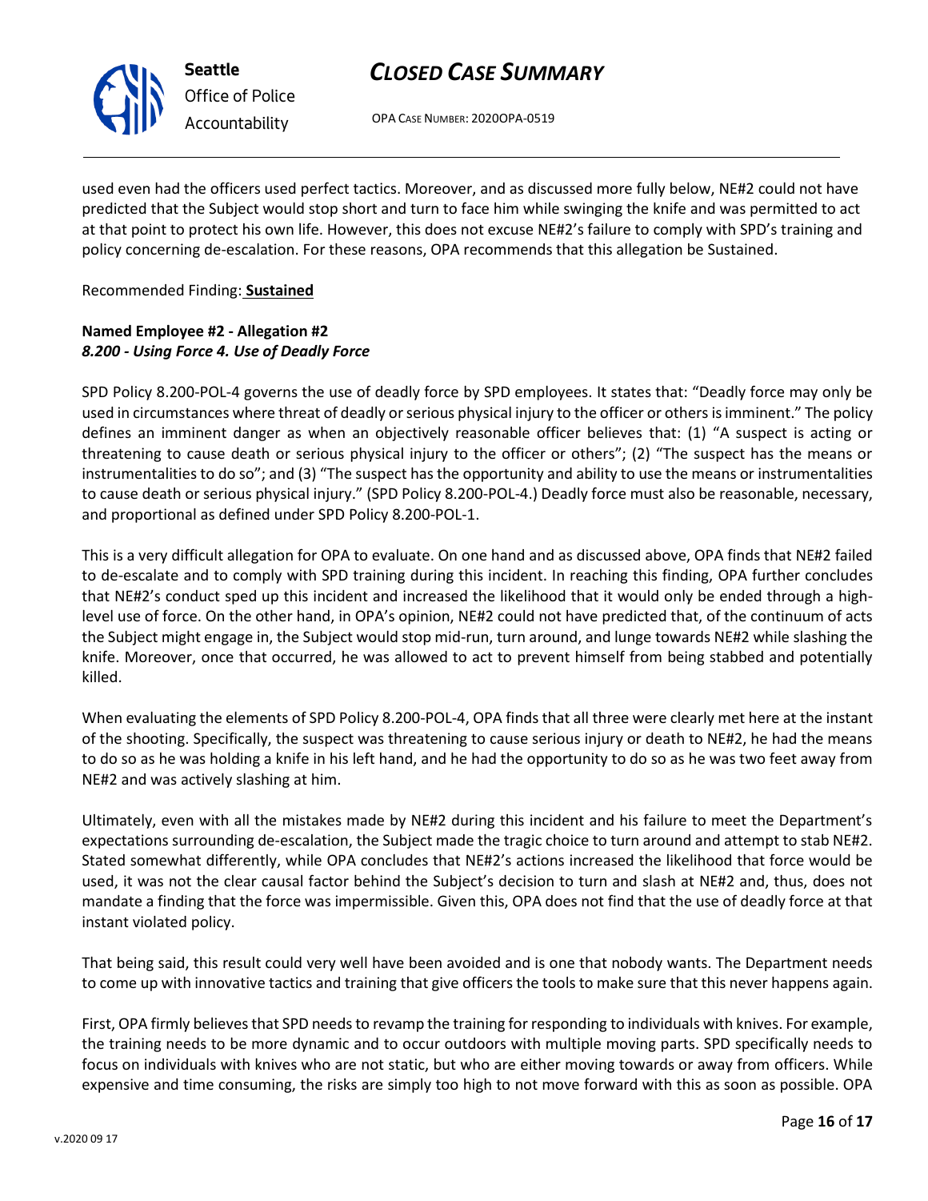used even had the officers used perfect tactics. Moreover, and as discussed more fully below, NE#2 could not have predicted that the Subject would stop short and turn to face him while swinging the knife and was permitted to act at that point to protect his own life. However, this does not excuse NE#2's failure to comply with SPD's training and policy concerning de-escalation. For these reasons, OPA recommends that this allegation be Sustained.

Recommended Finding: **Sustained**

**Named Employee #2 - Allegation #2**
***8.200 - Using Force 4. Use of Deadly Force***

SPD Policy 8.200-POL-4 governs the use of deadly force by SPD employees. It states that: "Deadly force may only be used in circumstances where threat of deadly or serious physical injury to the officer or others is imminent." The policy defines an imminent danger as when an objectively reasonable officer believes that: (1) "A suspect is acting or threatening to cause death or serious physical injury to the officer or others"; (2) "The suspect has the means or instrumentalities to do so"; and (3) "The suspect has the opportunity and ability to use the means or instrumentalities to cause death or serious physical injury." (SPD Policy 8.200-POL-4.) Deadly force must also be reasonable, necessary, and proportional as defined under SPD Policy 8.200-POL-1.

This is a very difficult allegation for OPA to evaluate. On one hand and as discussed above, OPA finds that NE#2 failed to de-escalate and to comply with SPD training during this incident. In reaching this finding, OPA further concludes that NE#2's conduct sped up this incident and increased the likelihood that it would only be ended through a high-level use of force. On the other hand, in OPA's opinion, NE#2 could not have predicted that, of the continuum of acts the Subject might engage in, the Subject would stop mid-run, turn around, and lunge towards NE#2 while slashing the knife. Moreover, once that occurred, he was allowed to act to prevent himself from being stabbed and potentially killed.

When evaluating the elements of SPD Policy 8.200-POL-4, OPA finds that all three were clearly met here at the instant of the shooting. Specifically, the suspect was threatening to cause serious injury or death to NE#2, he had the means to do so as he was holding a knife in his left hand, and he had the opportunity to do so as he was two feet away from NE#2 and was actively slashing at him.

Ultimately, even with all the mistakes made by NE#2 during this incident and his failure to meet the Department's expectations surrounding de-escalation, the Subject made the tragic choice to turn around and attempt to stab NE#2. Stated somewhat differently, while OPA concludes that NE#2's actions increased the likelihood that force would be used, it was not the clear causal factor behind the Subject's decision to turn and slash at NE#2 and, thus, does not mandate a finding that the force was impermissible. Given this, OPA does not find that the use of deadly force at that instant violated policy.

That being said, this result could very well have been avoided and is one that nobody wants. The Department needs to come up with innovative tactics and training that give officers the tools to make sure that this never happens again.

First, OPA firmly believes that SPD needs to revamp the training for responding to individuals with knives. For example, the training needs to be more dynamic and to occur outdoors with multiple moving parts. SPD specifically needs to focus on individuals with knives who are not static, but who are either moving towards or away from officers. While expensive and time consuming, the risks are simply too high to not move forward with this as soon as possible. OPA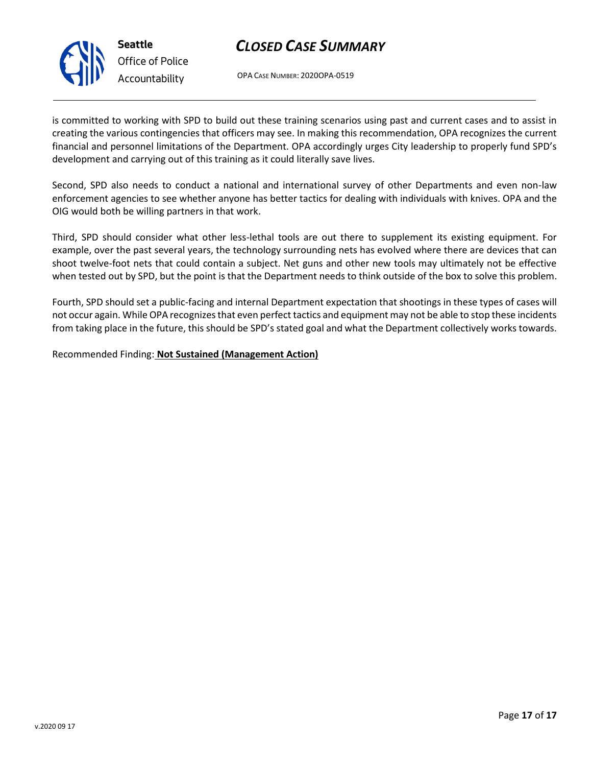is committed to working with SPD to build out these training scenarios using past and current cases and to assist in creating the various contingencies that officers may see. In making this recommendation, OPA recognizes the current financial and personnel limitations of the Department. OPA accordingly urges City leadership to properly fund SPD's development and carrying out of this training as it could literally save lives.

Second, SPD also needs to conduct a national and international survey of other Departments and even non-law enforcement agencies to see whether anyone has better tactics for dealing with individuals with knives. OPA and the OIG would both be willing partners in that work.

Third, SPD should consider what other less-lethal tools are out there to supplement its existing equipment. For example, over the past several years, the technology surrounding nets has evolved where there are devices that can shoot twelve-foot nets that could contain a subject. Net guns and other new tools may ultimately not be effective when tested out by SPD, but the point is that the Department needs to think outside of the box to solve this problem.

Fourth, SPD should set a public-facing and internal Department expectation that shootings in these types of cases will not occur again. While OPA recognizes that even perfect tactics and equipment may not be able to stop these incidents from taking place in the future, this should be SPD's stated goal and what the Department collectively works towards.

Recommended Finding: **Not Sustained (Management Action)**